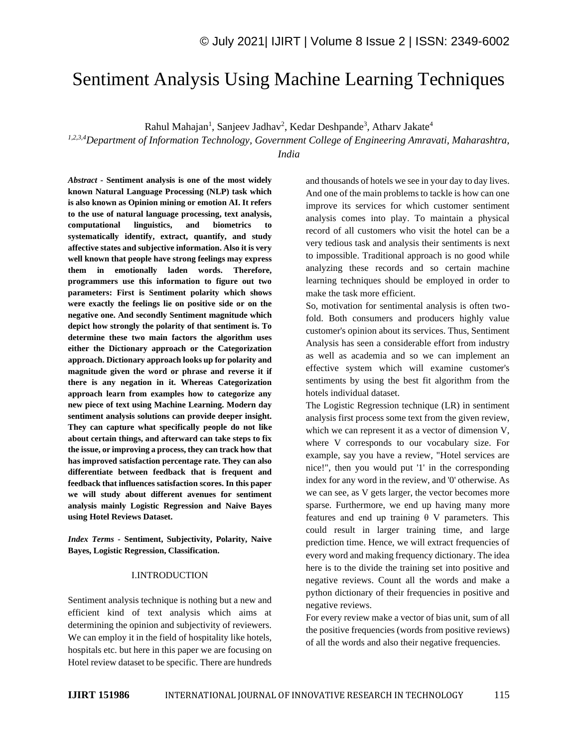# Sentiment Analysis Using Machine Learning Techniques

Rahul Mahajan[1], Sanjeev Jadhav[2], Kedar Deshpande[3], Atharv Jakate[4]

*[1,2,3,4]Department of Information Technology, Government College of Engineering Amravati, Maharashtra, India*

***Abstract* - Sentiment analysis is one of the most widely known Natural Language Processing (NLP) task which is also known as Opinion mining or emotion AI. It refers to the use of natural language processing, text analysis, computational linguistics, and biometrics to systematically identify, extract, quantify, and study affective states and subjective information. Also it is very well known that people have strong feelings may express them in emotionally laden words. Therefore, programmers use this information to figure out two parameters: First is Sentiment polarity which shows were exactly the feelings lie on positive side or on the negative one. And secondly Sentiment magnitude which depict how strongly the polarity of that sentiment is. To determine these two main factors the algorithm uses either the Dictionary approach or the Categorization approach. Dictionary approach looks up for polarity and magnitude given the word or phrase and reverse it if there is any negation in it. Whereas Categorization approach learn from examples how to categorize any new piece of text using Machine Learning. Modern day sentiment analysis solutions can provide deeper insight. They can capture what specifically people do not like about certain things, and afterward can take steps to fix the issue, or improving a process, they can track how that has improved satisfaction percentage rate. They can also differentiate between feedback that is frequent and feedback that influences satisfaction scores. In this paper we will study about different avenues for sentiment analysis mainly Logistic Regression and Naive Bayes using Hotel Reviews Dataset.**

***Index Terms* - Sentiment, Subjectivity, Polarity, Naive Bayes, Logistic Regression, Classification.**

## I.INTRODUCTION

Sentiment analysis technique is nothing but a new and efficient kind of text analysis which aims at determining the opinion and subjectivity of reviewers. We can employ it in the field of hospitality like hotels, hospitals etc. but here in this paper we are focusing on Hotel review dataset to be specific. There are hundreds and thousands of hotels we see in your day to day lives. And one of the main problems to tackle is how can one improve its services for which customer sentiment analysis comes into play. To maintain a physical record of all customers who visit the hotel can be a very tedious task and analysis their sentiments is next to impossible. Traditional approach is no good while analyzing these records and so certain machine learning techniques should be employed in order to make the task more efficient.

So, motivation for sentimental analysis is often two-fold. Both consumers and producers highly value customer's opinion about its services. Thus, Sentiment Analysis has seen a considerable effort from industry as well as academia and so we can implement an effective system which will examine customer's sentiments by using the best fit algorithm from the hotels individual dataset.

The Logistic Regression technique (LR) in sentiment analysis first process some text from the given review, which we can represent it as a vector of dimension V, where V corresponds to our vocabulary size. For example, say you have a review, "Hotel services are nice!", then you would put '1' in the corresponding index for any word in the review, and '0' otherwise. As we can see, as V gets larger, the vector becomes more sparse. Furthermore, we end up having many more features and end up training $\theta$ V parameters. This could result in larger training time, and large prediction time. Hence, we will extract frequencies of every word and making frequency dictionary. The idea here is to the divide the training set into positive and negative reviews. Count all the words and make a python dictionary of their frequencies in positive and negative reviews.

For every review make a vector of bias unit, sum of all the positive frequencies (words from positive reviews) of all the words and also their negative frequencies.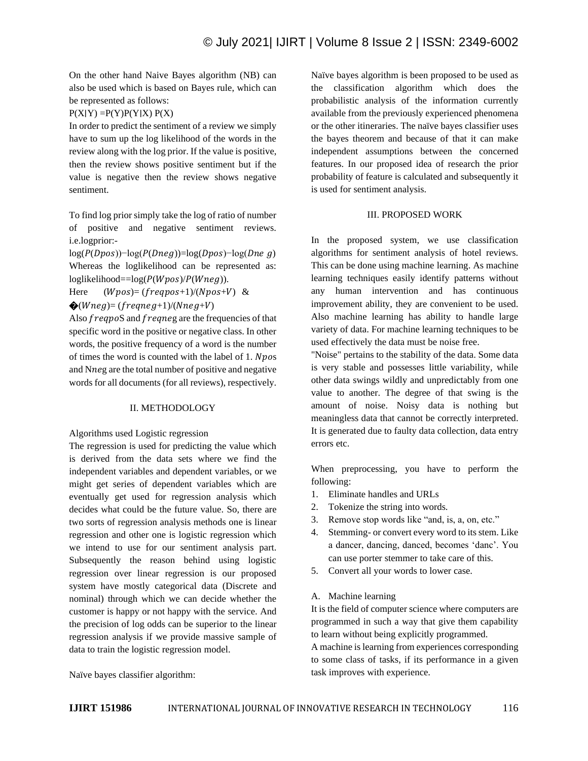On the other hand Naive Bayes algorithm (NB) can also be used which is based on Bayes rule, which can be represented as follows:

P(X|Y) =P(Y)P(Y|X) P(X)

In order to predict the sentiment of a review we simply have to sum up the log likelihood of the words in the review along with the log prior. If the value is positive, then the review shows positive sentiment but if the value is negative then the review shows negative sentiment.

To find log prior simply take the log of ratio of number of positive and negative sentiment reviews. i.e.logprior:-

$\log(P(Dpos))-\log(P(Dneg))=\log(Dpos)-\log(Dne\ g)$

Whereas the loglikelihood can be represented as: loglikelihood==$\log(P(Wpos)/P(Wneg))$.

Here $(Wpos)=(freqpos+1)/(Npos+V)$ & �$(Wneg)=(freqneg+1)/(Nneg+V)$

Also $freqpo$S and $freqne$g are the frequencies of that specific word in the positive or negative class. In other words, the positive frequency of a word is the number of times the word is counted with the label of 1. $Npo$s and N$ne$g are the total number of positive and negative words for all documents (for all reviews), respectively.

## II. METHODOLOGY

Algorithms used Logistic regression

The regression is used for predicting the value which is derived from the data sets where we find the independent variables and dependent variables, or we might get series of dependent variables which are eventually get used for regression analysis which decides what could be the future value. So, there are two sorts of regression analysis methods one is linear regression and other one is logistic regression which we intend to use for our sentiment analysis part. Subsequently the reason behind using logistic regression over linear regression is our proposed system have mostly categorical data (Discrete and nominal) through which we can decide whether the customer is happy or not happy with the service. And the precision of log odds can be superior to the linear regression analysis if we provide massive sample of data to train the logistic regression model.

Naïve bayes classifier algorithm:

Naïve bayes algorithm is been proposed to be used as the classification algorithm which does the probabilistic analysis of the information currently available from the previously experienced phenomena or the other itineraries. The naïve bayes classifier uses the bayes theorem and because of that it can make independent assumptions between the concerned features. In our proposed idea of research the prior probability of feature is calculated and subsequently it is used for sentiment analysis.

## III. PROPOSED WORK

In the proposed system, we use classification algorithms for sentiment analysis of hotel reviews. This can be done using machine learning. As machine learning techniques easily identify patterns without any human intervention and has continuous improvement ability, they are convenient to be used. Also machine learning has ability to handle large variety of data. For machine learning techniques to be used effectively the data must be noise free.

"Noise" pertains to the stability of the data. Some data is very stable and possesses little variability, while other data swings wildly and unpredictably from one value to another. The degree of that swing is the amount of noise. Noisy data is nothing but meaningless data that cannot be correctly interpreted. It is generated due to faulty data collection, data entry errors etc.

When preprocessing, you have to perform the following:

1. Eliminate handles and URLs
2. Tokenize the string into words.
3. Remove stop words like "and, is, a, on, etc."
4. Stemming- or convert every word to its stem. Like a dancer, dancing, danced, becomes 'danc'. You can use porter stemmer to take care of this.
5. Convert all your words to lower case.

### A. Machine learning

It is the field of computer science where computers are programmed in such a way that give them capability to learn without being explicitly programmed.

A machine is learning from experiences corresponding to some class of tasks, if its performance in a given task improves with experience.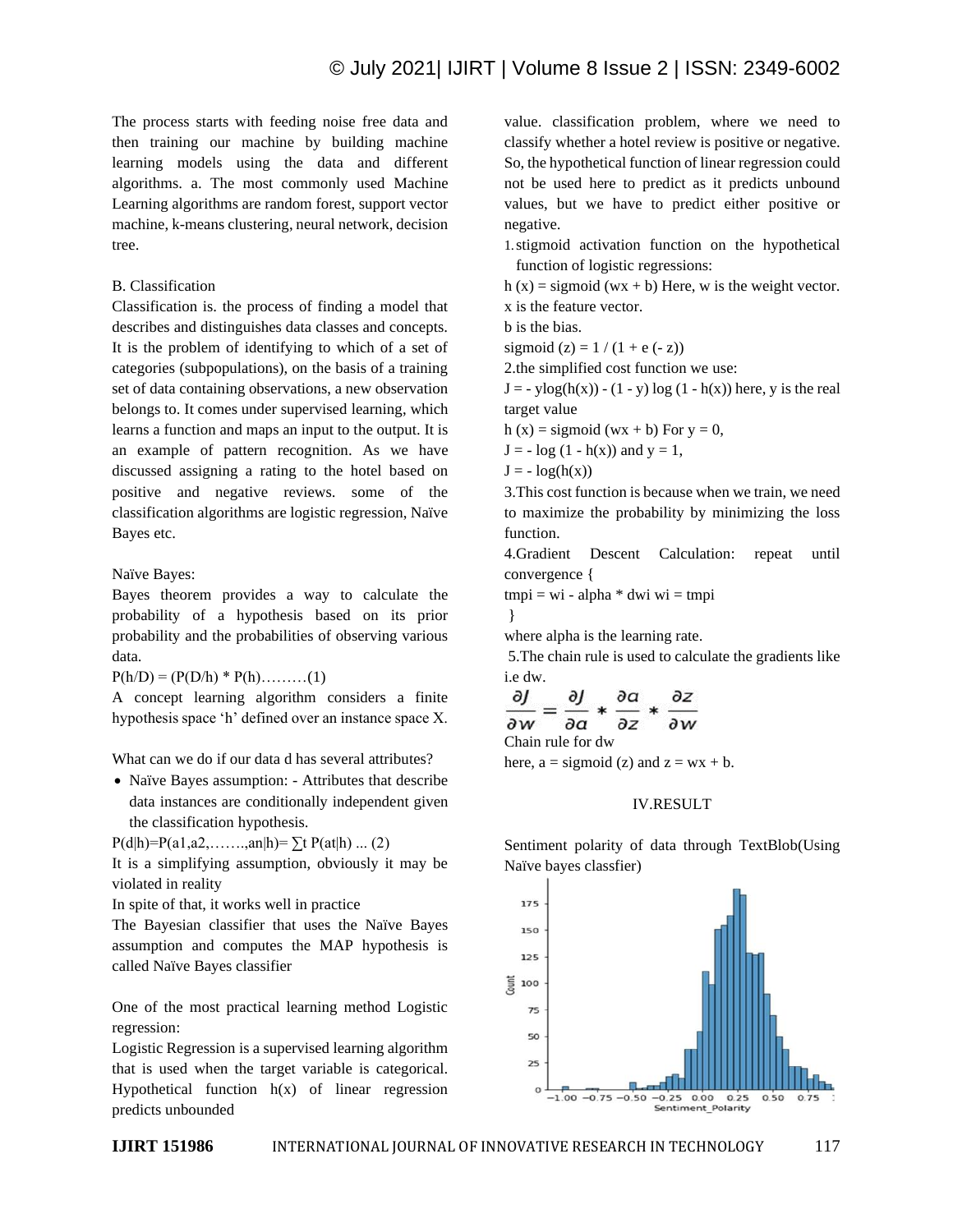The process starts with feeding noise free data and then training our machine by building machine learning models using the data and different algorithms. a. The most commonly used Machine Learning algorithms are random forest, support vector machine, k-means clustering, neural network, decision tree.

B. Classification

Classification is. the process of finding a model that describes and distinguishes data classes and concepts. It is the problem of identifying to which of a set of categories (subpopulations), on the basis of a training set of data containing observations, a new observation belongs to. It comes under supervised learning, which learns a function and maps an input to the output. It is an example of pattern recognition. As we have discussed assigning a rating to the hotel based on positive and negative reviews. some of the classification algorithms are logistic regression, Naïve Bayes etc.

Naïve Bayes:

Bayes theorem provides a way to calculate the probability of a hypothesis based on its prior probability and the probabilities of observing various data.

P(h/D) = (P(D/h) * P(h)………(1)

A concept learning algorithm considers a finite hypothesis space 'h' defined over an instance space X.

What can we do if our data d has several attributes?

- Naïve Bayes assumption: - Attributes that describe data instances are conditionally independent given the classification hypothesis.

P(d|h)=P(a1,a2,…….,an|h)= ∑t P(at|h) ... (2)

It is a simplifying assumption, obviously it may be violated in reality

In spite of that, it works well in practice

The Bayesian classifier that uses the Naïve Bayes assumption and computes the MAP hypothesis is called Naïve Bayes classifier

One of the most practical learning method Logistic regression:

Logistic Regression is a supervised learning algorithm that is used when the target variable is categorical. Hypothetical function h(x) of linear regression predicts unbounded value. classification problem, where we need to classify whether a hotel review is positive or negative. So, the hypothetical function of linear regression could not be used here to predict as it predicts unbound values, but we have to predict either positive or negative.

1. stigmoid activation function on the hypothetical function of logistic regressions:

h (x) = sigmoid (wx + b) Here, w is the weight vector.

x is the feature vector.

b is the bias.

sigmoid (z) = 1 / (1 + e (- z))

2.the simplified cost function we use:

J = - ylog(h(x)) - (1 - y) log (1 - h(x)) here, y is the real target value

h (x) = sigmoid (wx + b) For y = 0,

J = - log (1 - h(x)) and y = 1,

J = - log(h(x))

3.This cost function is because when we train, we need to maximize the probability by minimizing the loss function.

4.Gradient Descent Calculation: repeat until convergence {

tmpi = wi - alpha * dwi wi = tmpi

}

where alpha is the learning rate.

5.The chain rule is used to calculate the gradients like i.e dw.

$$\frac{\partial J}{\partial w} = \frac{\partial J}{\partial a} * \frac{\partial a}{\partial z} * \frac{\partial z}{\partial w}$$

Chain rule for dw

here, a = sigmoid (z) and z = wx + b.

## IV.RESULT

Sentiment polarity of data through TextBlob(Using Naïve bayes classfier)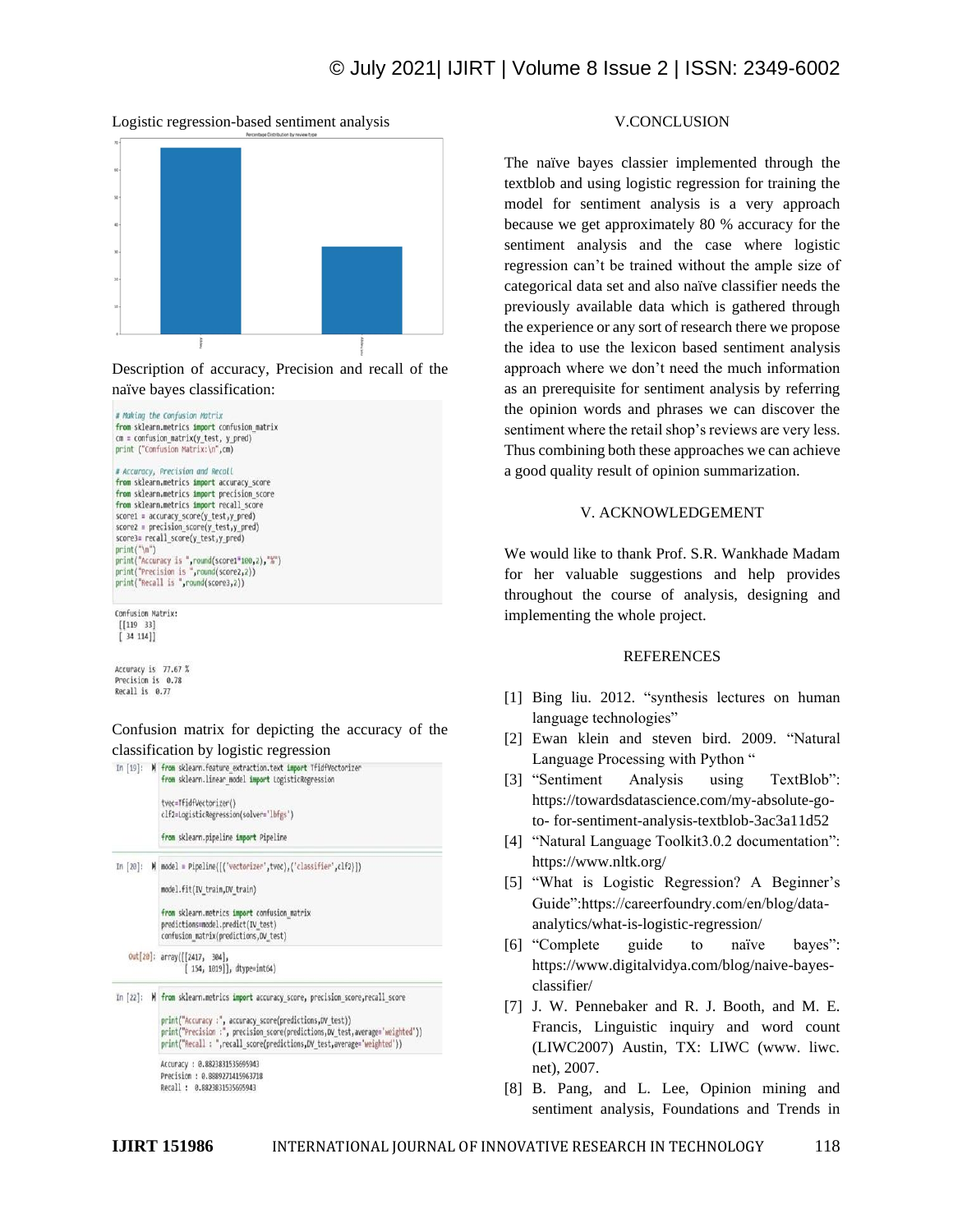Logistic regression-based sentiment analysis

Description of accuracy, Precision and recall of the naïve bayes classification:

```
# Making the Confusion Matrix
from sklearn.metrics import confusion_matrix
cm = confusion_matrix(y_test, y_pred)
print ("Confusion Matrix:\n",cm)

# Accuracy, Precision and Recall
from sklearn.metrics import accuracy_score
from sklearn.metrics import precision_score
from sklearn.metrics import recall_score
score1 = accuracy_score(y_test,y_pred)
score2 = precision_score(y_test,y_pred)
score3= recall_score(y_test,y_pred)
print("\n")
print("Accuracy is ",round(score1*100,2),"%")
print("Precision is ",round(score2,2))
print("Recall is ",round(score3,2))
```

```
Confusion Matrix:
 [[119  33]
 [ 34 114]]

Accuracy is  77.67 %
Precision is  0.78
Recall is  0.77
```

Confusion matrix for depicting the accuracy of the classification by logistic regression

```
In [19]: from sklearn.feature_extraction.text import TfidfVectorizer
         from sklearn.linear_model import LogisticRegression

         tvec=TfidfVectorizer()
         clf2=LogisticRegression(solver='lbfgs')

         from sklearn.pipeline import Pipeline

In [20]: model = Pipeline([('vectorizer',tvec),('classifier',clf2)])

         model.fit(IV_train,DV_train)

         from sklearn.metrics import confusion_matrix
         predictions=model.predict(IV_test)
         confusion_matrix(predictions,DV_test)

Out[20]: array([[2417,  304],
                [ 154, 1819]], dtype=int64)

In [22]: from sklearn.metrics import accuracy_score, precision_score,recall_score

         print("Accuracy :", accuracy_score(predictions,DV_test))
         print("Precision :", precision_score(predictions,DV_test,average='weighted'))
         print("Recall : ",recall_score(predictions,DV_test,average='weighted'))

         Accuracy : 0.8823831535695943
         Precision : 0.8889271415963718
         Recall :  0.8823831535695943
```

## V.CONCLUSION

The naïve bayes classier implemented through the textblob and using logistic regression for training the model for sentiment analysis is a very approach because we get approximately 80 % accuracy for the sentiment analysis and the case where logistic regression can't be trained without the ample size of categorical data set and also naïve classifier needs the previously available data which is gathered through the experience or any sort of research there we propose the idea to use the lexicon based sentiment analysis approach where we don't need the much information as an prerequisite for sentiment analysis by referring the opinion words and phrases we can discover the sentiment where the retail shop's reviews are very less. Thus combining both these approaches we can achieve a good quality result of opinion summarization.

## V. ACKNOWLEDGEMENT

We would like to thank Prof. S.R. Wankhade Madam for her valuable suggestions and help provides throughout the course of analysis, designing and implementing the whole project.

## REFERENCES

[1] Bing liu. 2012. "synthesis lectures on human language technologies"

[2] Ewan klein and steven bird. 2009. "Natural Language Processing with Python "

[3] "Sentiment Analysis using TextBlob": https://towardsdatascience.com/my-absolute-go-to- for-sentiment-analysis-textblob-3ac3a11d52

[4] "Natural Language Toolkit3.0.2 documentation": https://www.nltk.org/

[5] "What is Logistic Regression? A Beginner's Guide":https://careerfoundry.com/en/blog/data-analytics/what-is-logistic-regression/

[6] "Complete guide to naïve bayes": https://www.digitalvidya.com/blog/naive-bayes-classifier/

[7] J. W. Pennebaker and R. J. Booth, and M. E. Francis, Linguistic inquiry and word count (LIWC2007) Austin, TX: LIWC (www. liwc. net), 2007.

[8] B. Pang, and L. Lee, Opinion mining and sentiment analysis, Foundations and Trends in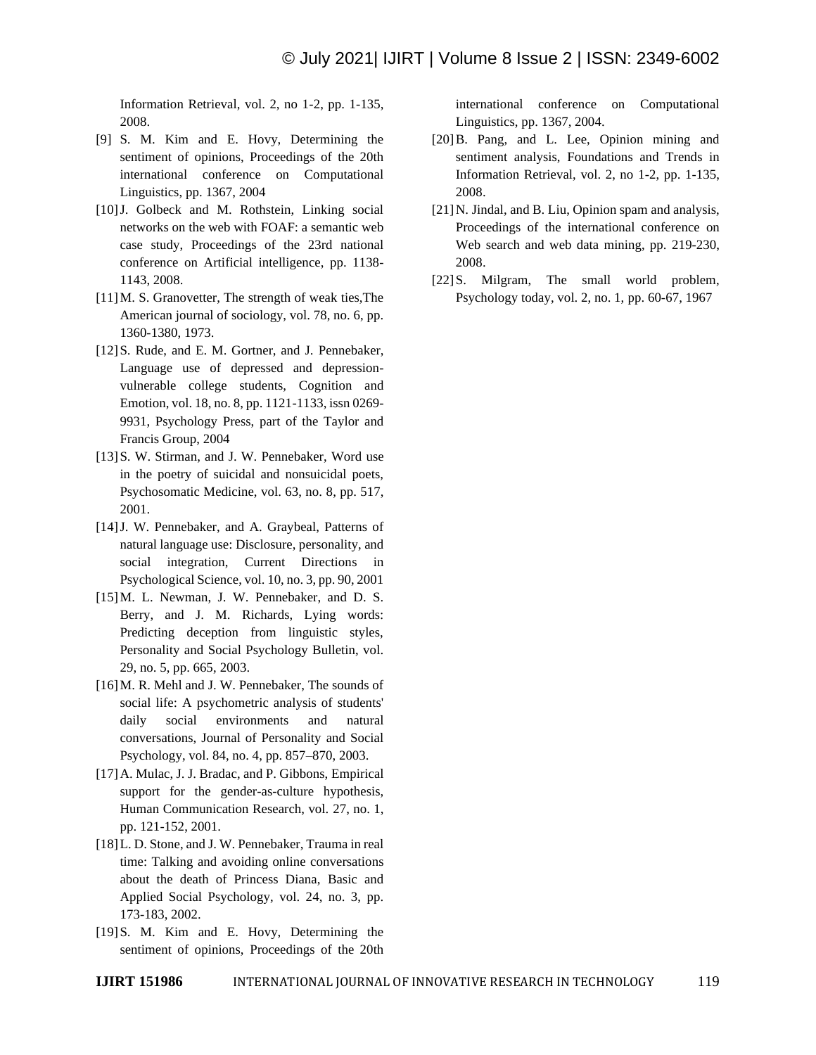Information Retrieval, vol. 2, no 1-2, pp. 1-135, 2008.

[9] S. M. Kim and E. Hovy, Determining the sentiment of opinions, Proceedings of the 20th international conference on Computational Linguistics, pp. 1367, 2004

[10] J. Golbeck and M. Rothstein, Linking social networks on the web with FOAF: a semantic web case study, Proceedings of the 23rd national conference on Artificial intelligence, pp. 1138-1143, 2008.

[11] M. S. Granovetter, The strength of weak ties,The American journal of sociology, vol. 78, no. 6, pp. 1360-1380, 1973.

[12] S. Rude, and E. M. Gortner, and J. Pennebaker, Language use of depressed and depression-vulnerable college students, Cognition and Emotion, vol. 18, no. 8, pp. 1121-1133, issn 0269-9931, Psychology Press, part of the Taylor and Francis Group, 2004

[13] S. W. Stirman, and J. W. Pennebaker, Word use in the poetry of suicidal and nonsuicidal poets, Psychosomatic Medicine, vol. 63, no. 8, pp. 517, 2001.

[14] J. W. Pennebaker, and A. Graybeal, Patterns of natural language use: Disclosure, personality, and social integration, Current Directions in Psychological Science, vol. 10, no. 3, pp. 90, 2001

[15] M. L. Newman, J. W. Pennebaker, and D. S. Berry, and J. M. Richards, Lying words: Predicting deception from linguistic styles, Personality and Social Psychology Bulletin, vol. 29, no. 5, pp. 665, 2003.

[16] M. R. Mehl and J. W. Pennebaker, The sounds of social life: A psychometric analysis of students' daily social environments and natural conversations, Journal of Personality and Social Psychology, vol. 84, no. 4, pp. 857–870, 2003.

[17] A. Mulac, J. J. Bradac, and P. Gibbons, Empirical support for the gender-as-culture hypothesis, Human Communication Research, vol. 27, no. 1, pp. 121-152, 2001.

[18] L. D. Stone, and J. W. Pennebaker, Trauma in real time: Talking and avoiding online conversations about the death of Princess Diana, Basic and Applied Social Psychology, vol. 24, no. 3, pp. 173-183, 2002.

[19] S. M. Kim and E. Hovy, Determining the sentiment of opinions, Proceedings of the 20th international conference on Computational Linguistics, pp. 1367, 2004.

[20] B. Pang, and L. Lee, Opinion mining and sentiment analysis, Foundations and Trends in Information Retrieval, vol. 2, no 1-2, pp. 1-135, 2008.

[21] N. Jindal, and B. Liu, Opinion spam and analysis, Proceedings of the international conference on Web search and web data mining, pp. 219-230, 2008.

[22] S. Milgram, The small world problem, Psychology today, vol. 2, no. 1, pp. 60-67, 1967